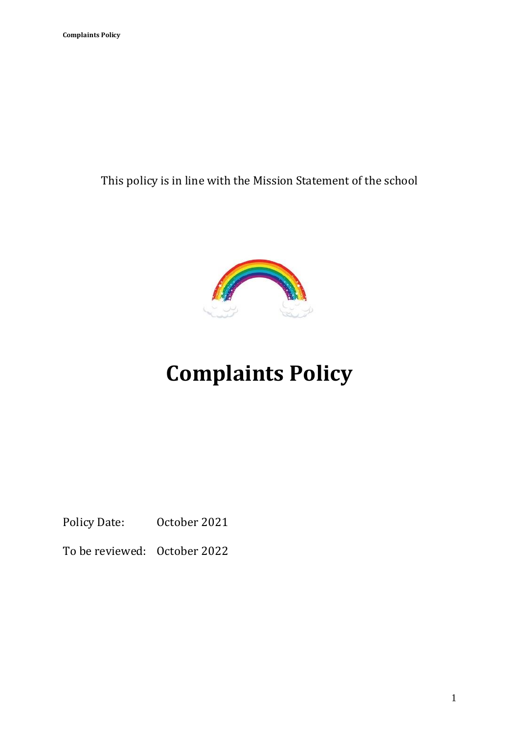This policy is in line with the Mission Statement of the school

# Complaints Policy

Policy Date: October 2021

To be reviewed: October 2022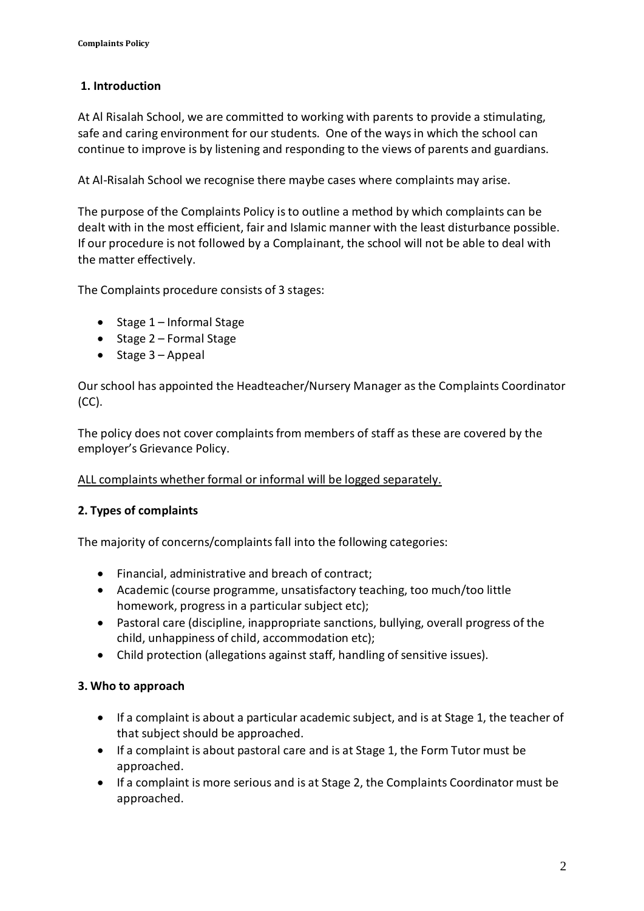## 1. Introduction

At Al Risalah School, we are committed to working with parents to provide a stimulating, safe and caring environment for our students. One of the ways in which the school can continue to improve is by listening and responding to the views of parents and guardians.

At Al-Risalah School we recognise there maybe cases where complaints may arise.

The purpose of the Complaints Policy is to outline a method by which complaints can be dealt with in the most efficient, fair and Islamic manner with the least disturbance possible. If our procedure is not followed by a Complainant, the school will not be able to deal with the matter effectively.

The Complaints procedure consists of 3 stages:

- Stage 1 – Informal Stage
- Stage 2 – Formal Stage
- Stage 3 – Appeal

Our school has appointed the Headteacher/Nursery Manager as the Complaints Coordinator (CC).

The policy does not cover complaints from members of staff as these are covered by the employer's Grievance Policy.

<u>ALL complaints whether formal or informal will be logged separately.</u>

## 2. Types of complaints

The majority of concerns/complaints fall into the following categories:

- Financial, administrative and breach of contract;
- Academic (course programme, unsatisfactory teaching, too much/too little homework, progress in a particular subject etc);
- Pastoral care (discipline, inappropriate sanctions, bullying, overall progress of the child, unhappiness of child, accommodation etc);
- Child protection (allegations against staff, handling of sensitive issues).

## 3. Who to approach

- If a complaint is about a particular academic subject, and is at Stage 1, the teacher of that subject should be approached.
- If a complaint is about pastoral care and is at Stage 1, the Form Tutor must be approached.
- If a complaint is more serious and is at Stage 2, the Complaints Coordinator must be approached.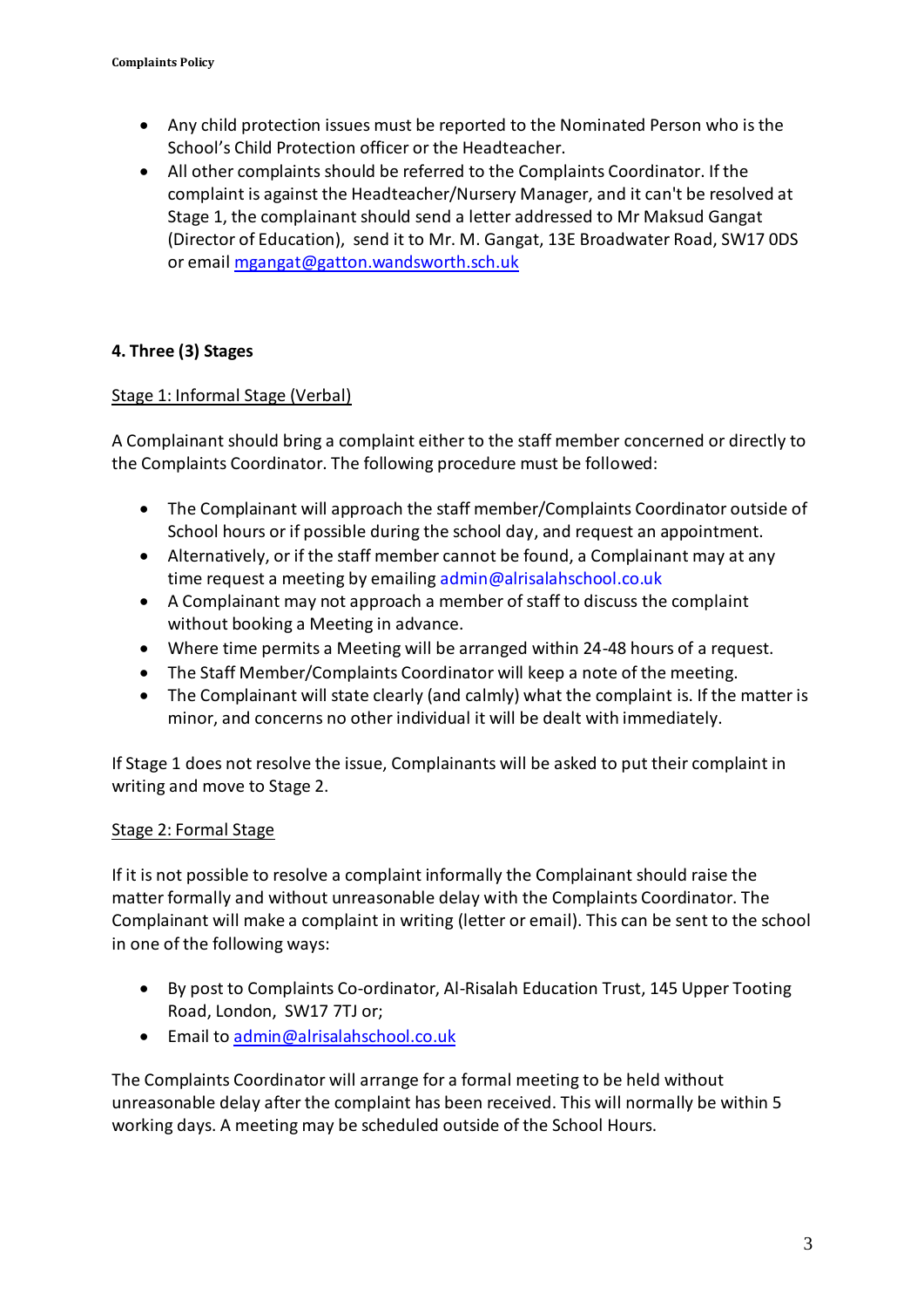- Any child protection issues must be reported to the Nominated Person who is the School's Child Protection officer or the Headteacher.
- All other complaints should be referred to the Complaints Coordinator. If the complaint is against the Headteacher/Nursery Manager, and it can't be resolved at Stage 1, the complainant should send a letter addressed to Mr Maksud Gangat (Director of Education), send it to Mr. M. Gangat, 13E Broadwater Road, SW17 0DS or email mgangat@gatton.wandsworth.sch.uk

### 4. Three (3) Stages

Stage 1: Informal Stage (Verbal)

A Complainant should bring a complaint either to the staff member concerned or directly to the Complaints Coordinator. The following procedure must be followed:

- The Complainant will approach the staff member/Complaints Coordinator outside of School hours or if possible during the school day, and request an appointment.
- Alternatively, or if the staff member cannot be found, a Complainant may at any time request a meeting by emailing admin@alrisalahschool.co.uk
- A Complainant may not approach a member of staff to discuss the complaint without booking a Meeting in advance.
- Where time permits a Meeting will be arranged within 24-48 hours of a request.
- The Staff Member/Complaints Coordinator will keep a note of the meeting.
- The Complainant will state clearly (and calmly) what the complaint is. If the matter is minor, and concerns no other individual it will be dealt with immediately.

If Stage 1 does not resolve the issue, Complainants will be asked to put their complaint in writing and move to Stage 2.

Stage 2: Formal Stage

If it is not possible to resolve a complaint informally the Complainant should raise the matter formally and without unreasonable delay with the Complaints Coordinator. The Complainant will make a complaint in writing (letter or email). This can be sent to the school in one of the following ways:

- By post to Complaints Co-ordinator, Al-Risalah Education Trust, 145 Upper Tooting Road, London, SW17 7TJ or;
- Email to admin@alrisalahschool.co.uk

The Complaints Coordinator will arrange for a formal meeting to be held without unreasonable delay after the complaint has been received. This will normally be within 5 working days. A meeting may be scheduled outside of the School Hours.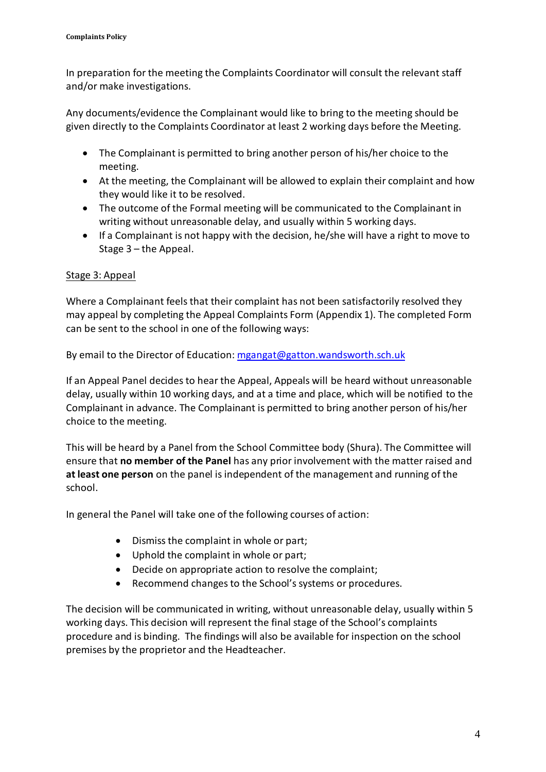In preparation for the meeting the Complaints Coordinator will consult the relevant staff and/or make investigations.

Any documents/evidence the Complainant would like to bring to the meeting should be given directly to the Complaints Coordinator at least 2 working days before the Meeting.

- The Complainant is permitted to bring another person of his/her choice to the meeting.
- At the meeting, the Complainant will be allowed to explain their complaint and how they would like it to be resolved.
- The outcome of the Formal meeting will be communicated to the Complainant in writing without unreasonable delay, and usually within 5 working days.
- If a Complainant is not happy with the decision, he/she will have a right to move to Stage 3 – the Appeal.

<u>Stage 3: Appeal</u>

Where a Complainant feels that their complaint has not been satisfactorily resolved they may appeal by completing the Appeal Complaints Form (Appendix 1). The completed Form can be sent to the school in one of the following ways:

By email to the Director of Education: [mgangat@gatton.wandsworth.sch.uk](mailto:mgangat@gatton.wandsworth.sch.uk)

If an Appeal Panel decides to hear the Appeal, Appeals will be heard without unreasonable delay, usually within 10 working days, and at a time and place, which will be notified to the Complainant in advance. The Complainant is permitted to bring another person of his/her choice to the meeting.

This will be heard by a Panel from the School Committee body (Shura). The Committee will ensure that **no member of the Panel** has any prior involvement with the matter raised and **at least one person** on the panel is independent of the management and running of the school.

In general the Panel will take one of the following courses of action:

- Dismiss the complaint in whole or part;
- Uphold the complaint in whole or part;
- Decide on appropriate action to resolve the complaint;
- Recommend changes to the School's systems or procedures.

The decision will be communicated in writing, without unreasonable delay, usually within 5 working days. This decision will represent the final stage of the School's complaints procedure and is binding. The findings will also be available for inspection on the school premises by the proprietor and the Headteacher.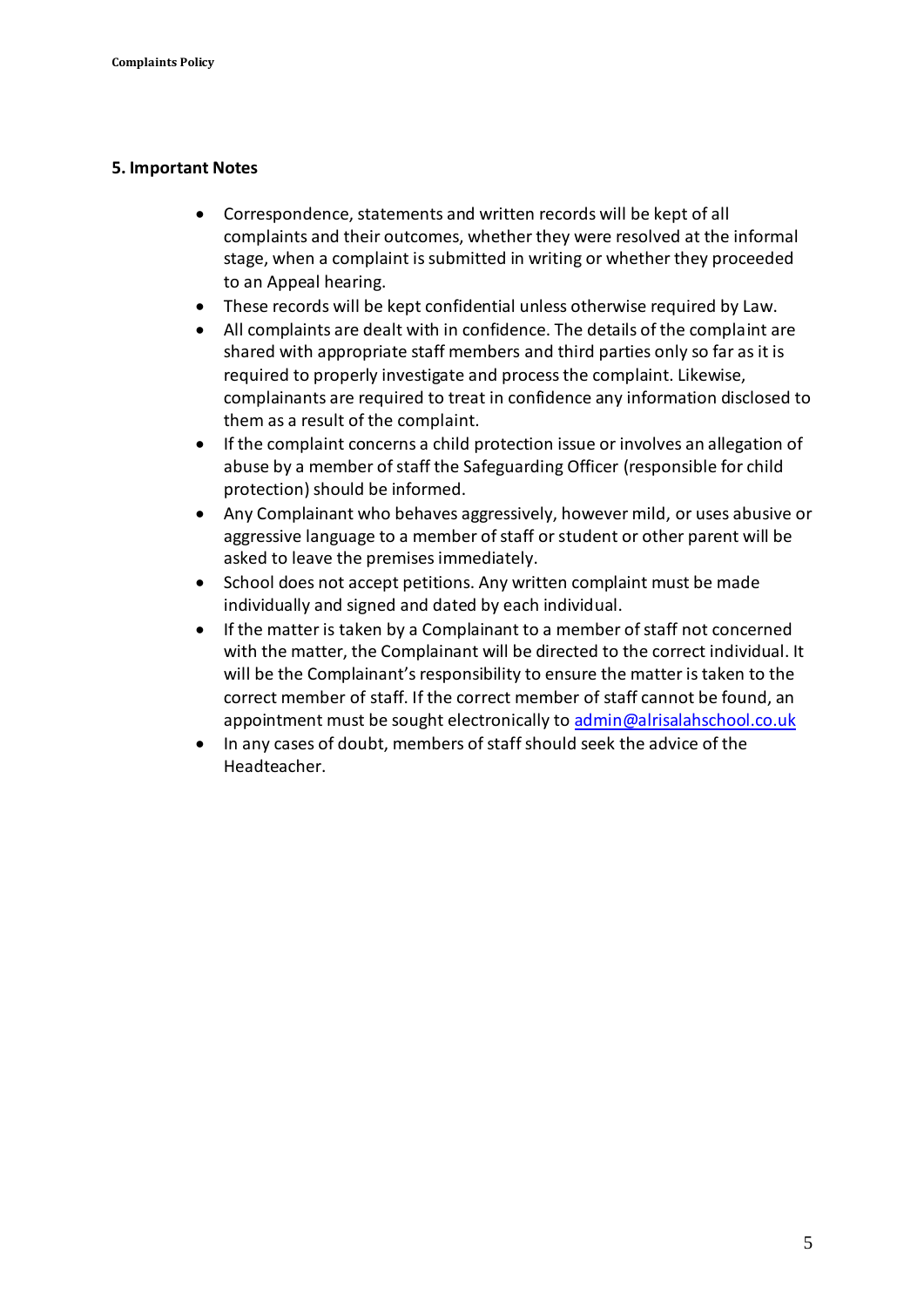## 5. Important Notes

- Correspondence, statements and written records will be kept of all complaints and their outcomes, whether they were resolved at the informal stage, when a complaint is submitted in writing or whether they proceeded to an Appeal hearing.
- These records will be kept confidential unless otherwise required by Law.
- All complaints are dealt with in confidence. The details of the complaint are shared with appropriate staff members and third parties only so far as it is required to properly investigate and process the complaint. Likewise, complainants are required to treat in confidence any information disclosed to them as a result of the complaint.
- If the complaint concerns a child protection issue or involves an allegation of abuse by a member of staff the Safeguarding Officer (responsible for child protection) should be informed.
- Any Complainant who behaves aggressively, however mild, or uses abusive or aggressive language to a member of staff or student or other parent will be asked to leave the premises immediately.
- School does not accept petitions. Any written complaint must be made individually and signed and dated by each individual.
- If the matter is taken by a Complainant to a member of staff not concerned with the matter, the Complainant will be directed to the correct individual. It will be the Complainant's responsibility to ensure the matter is taken to the correct member of staff. If the correct member of staff cannot be found, an appointment must be sought electronically to admin@alrisalahschool.co.uk
- In any cases of doubt, members of staff should seek the advice of the Headteacher.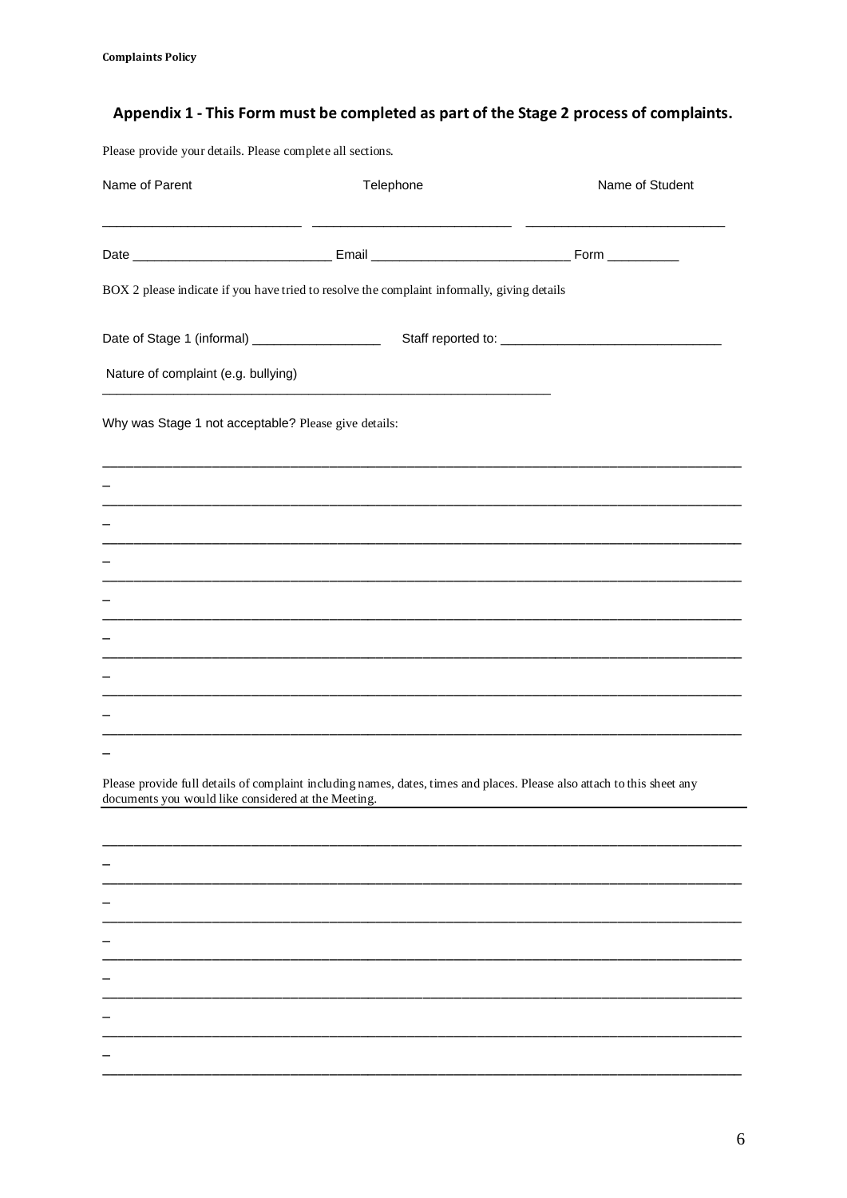## Appendix 1 - This Form must be completed as part of the Stage 2 process of complaints.

Please provide your details. Please complete all sections.

Name of Parent ___________________________ Telephone ___________________________ Name of Student ___________________________

Date ___________________________ Email ___________________________ Form __________

BOX 2 please indicate if you have tried to resolve the complaint informally, giving details

Date of Stage 1 (informal) __________________ Staff reported to: ______________________________

Nature of complaint (e.g. bullying) ____________________________________________________________

Why was Stage 1 not acceptable? Please give details:

______________________________________________________________________________________

______________________________________________________________________________________

______________________________________________________________________________________

______________________________________________________________________________________

______________________________________________________________________________________

______________________________________________________________________________________

______________________________________________________________________________________

______________________________________________________________________________________

Please provide full details of complaint including names, dates, times and places. Please also attach to this sheet any documents you would like considered at the Meeting.

______________________________________________________________________________________

______________________________________________________________________________________

______________________________________________________________________________________

______________________________________________________________________________________

______________________________________________________________________________________

______________________________________________________________________________________

______________________________________________________________________________________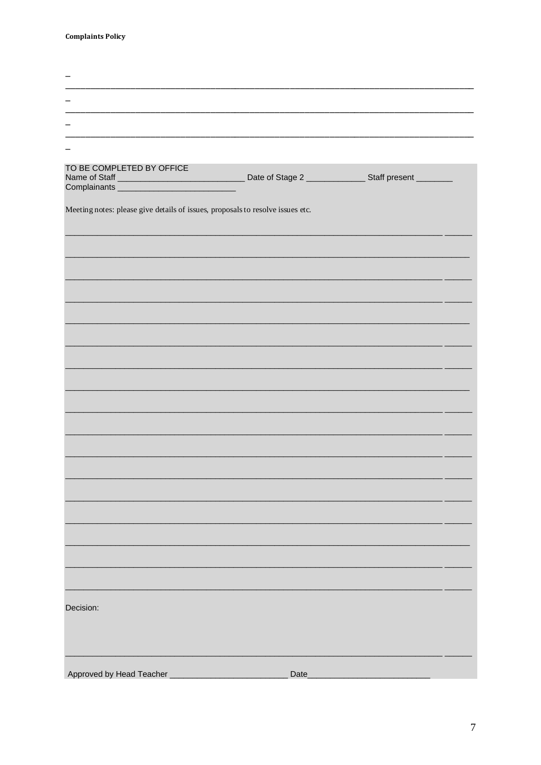_

_______________________________________________________________________________________________

_

_______________________________________________________________________________________________

_

_______________________________________________________________________________________________

_

TO BE COMPLETED BY OFFICE

Name of Staff ___________________________ Date of Stage 2 _____________ Staff present ________

Complainants __________________________

Meeting notes: please give details of issues, proposals to resolve issues etc.

_____________________________________________________________________________ ______

___________________________________________________________________________________

_____________________________________________________________________________ ______

_____________________________________________________________________________ ______

___________________________________________________________________________________

_____________________________________________________________________________ ______

_____________________________________________________________________________ ______

___________________________________________________________________________________

_____________________________________________________________________________ ______

_____________________________________________________________________________ ______

_____________________________________________________________________________ ______

_____________________________________________________________________________ ______

_____________________________________________________________________________ ______

_____________________________________________________________________________ ______

___________________________________________________________________________________

_____________________________________________________________________________ ______

_____________________________________________________________________________ ______

Decision:

_____________________________________________________________________________ ______

Approved by Head Teacher _________________________ Date__________________________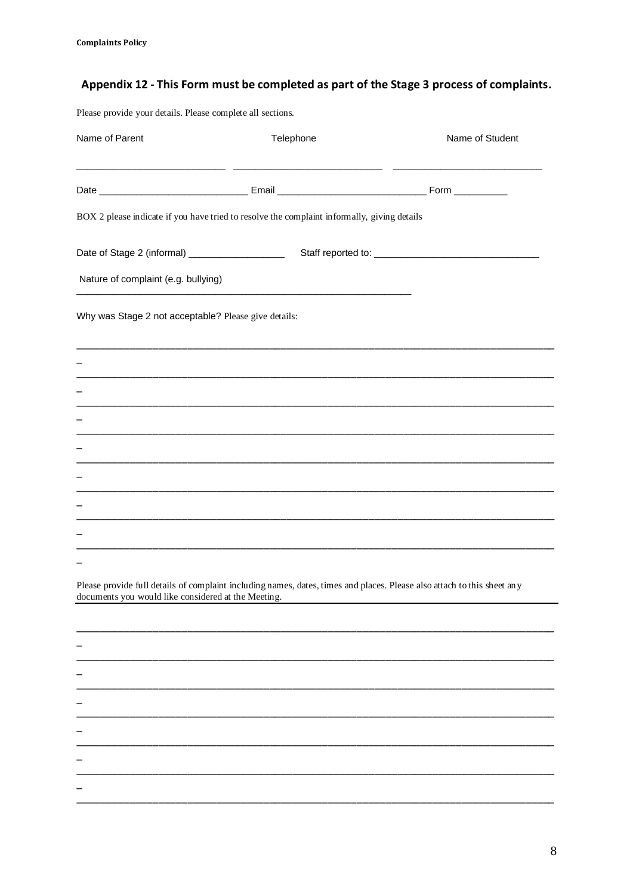## Appendix 12 - This Form must be completed as part of the Stage 3 process of complaints.

Please provide your details. Please complete all sections.

| Name of Parent | Telephone | Name of Student |
|---|---|---|
| ___________________________ | ___________________________ | ___________________________ |

Date ___________________________ Email ___________________________ Form __________

BOX 2 please indicate if you have tried to resolve the complaint informally, giving details

Date of Stage 2 (informal) __________________ Staff reported to: ______________________________

Nature of complaint (e.g. bullying)
_________________________________________________________________

Why was Stage 2 not acceptable? Please give details:

____________________________________________________________________________________________
____________________________________________________________________________________________
____________________________________________________________________________________________
____________________________________________________________________________________________
____________________________________________________________________________________________
____________________________________________________________________________________________
____________________________________________________________________________________________
____________________________________________________________________________________________

Please provide full details of complaint including names, dates, times and places. Please also attach to this sheet any documents you would like considered at the Meeting.

____________________________________________________________________________________________
____________________________________________________________________________________________
____________________________________________________________________________________________
____________________________________________________________________________________________
____________________________________________________________________________________________
____________________________________________________________________________________________
____________________________________________________________________________________________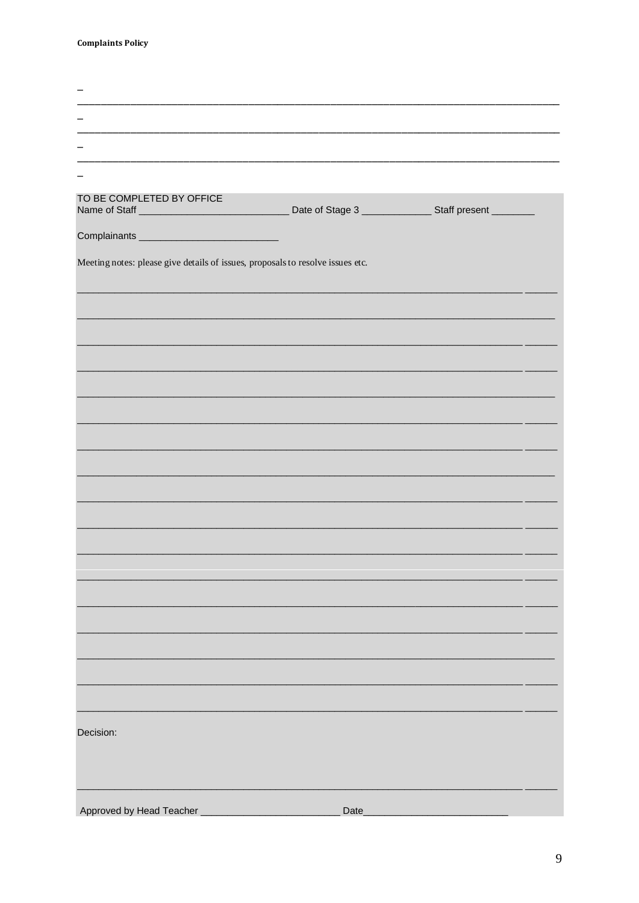_

_

_

_

TO BE COMPLETED BY OFFICE

Name of Staff ___________________________ Date of Stage 3 _____________ Staff present ________

Complainants __________________________

Meeting notes: please give details of issues, proposals to resolve issues etc.

Decision:

Approved by Head Teacher _________________________ Date__________________________